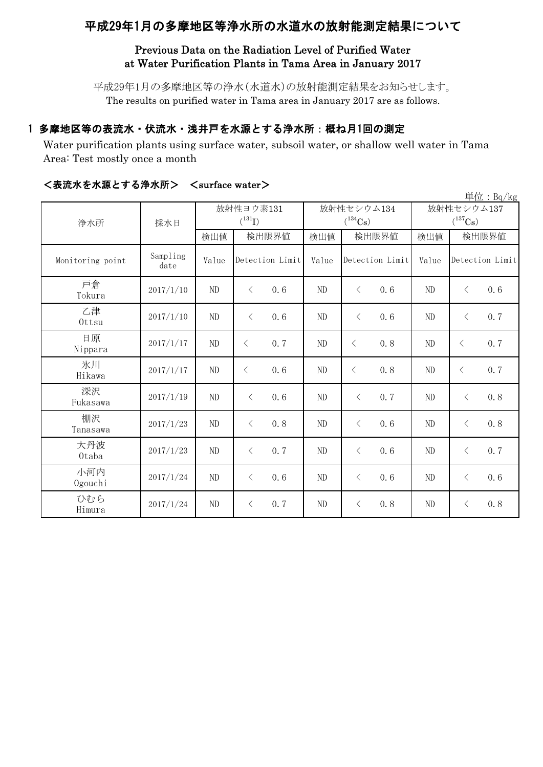# 平成29年1月の多摩地区等浄水所の水道水の放射能測定結果について

## Previous Data on the Radiation Level of Purified Water at Water Purification Plants in Tama Area in January 2017

平成29年1月の多摩地区等の浄水(水道水)の放射能測定結果をお知らせします。
The results on purified water in Tama area in January 2017 are as follows.

### 1 多摩地区等の表流水・伏流水・浅井戸を水源とする浄水所：概ね月1回の測定

Water purification plants using surface water, subsoil water, or shallow well water in Tama Area: Test mostly once a month

#### ＜表流水を水源とする浄水所＞　＜surface water＞

単位：Bq/kg

| 浄水所 | 採水日 | 放射性ヨウ素131 ($^{131}I$) | | 放射性セシウム134 ($^{134}Cs$) | | 放射性セシウム137 ($^{137}Cs$) | |
|---|---|---|---|---|---|---|---|
| | | 検出値 | 検出限界値 | 検出値 | 検出限界値 | 検出値 | 検出限界値 |
| Monitoring point | Sampling date | Value | Detection Limit | Value | Detection Limit | Value | Detection Limit |
| 戸倉 Tokura | 2017/1/10 | ND | ＜ 0.6 | ND | ＜ 0.6 | ND | ＜ 0.6 |
| 乙津 Ottsu | 2017/1/10 | ND | ＜ 0.6 | ND | ＜ 0.6 | ND | ＜ 0.7 |
| 日原 Nippara | 2017/1/17 | ND | ＜ 0.7 | ND | ＜ 0.8 | ND | ＜ 0.7 |
| 氷川 Hikawa | 2017/1/17 | ND | ＜ 0.6 | ND | ＜ 0.8 | ND | ＜ 0.7 |
| 深沢 Fukasawa | 2017/1/19 | ND | ＜ 0.6 | ND | ＜ 0.7 | ND | ＜ 0.8 |
| 棚沢 Tanasawa | 2017/1/23 | ND | ＜ 0.8 | ND | ＜ 0.6 | ND | ＜ 0.8 |
| 大丹波 Otaba | 2017/1/23 | ND | ＜ 0.7 | ND | ＜ 0.6 | ND | ＜ 0.7 |
| 小河内 Ogouchi | 2017/1/24 | ND | ＜ 0.6 | ND | ＜ 0.6 | ND | ＜ 0.6 |
| ひむら Himura | 2017/1/24 | ND | ＜ 0.7 | ND | ＜ 0.8 | ND | ＜ 0.8 |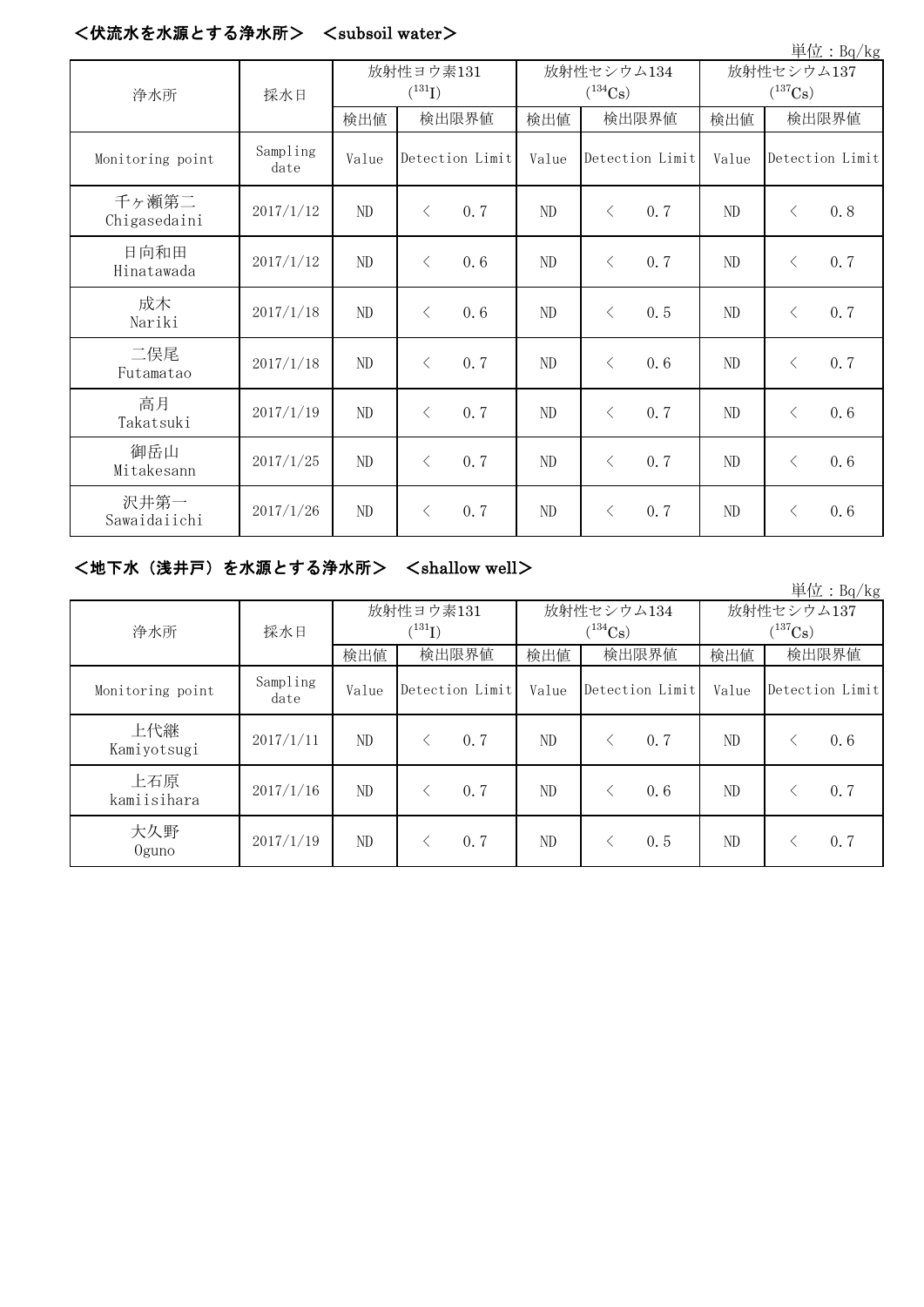## <伏流水を水源とする浄水所>　<subsoil water>

単位：Bq/kg

| 浄水所 | 採水日 | 放射性ヨウ素131 ($^{131}I$) | | 放射性セシウム134 ($^{134}Cs$) | | 放射性セシウム137 ($^{137}Cs$) | |
|---|---|---|---|---|---|---|---|
| | | 検出値 | 検出限界値 | 検出値 | 検出限界値 | 検出値 | 検出限界値 |
| Monitoring point | Sampling date | Value | Detection Limit | Value | Detection Limit | Value | Detection Limit |
| 千ヶ瀬第二 Chigasedaini | 2017/1/12 | ND | ＜　0.7 | ND | ＜　0.7 | ND | ＜　0.8 |
| 日向和田 Hinatawada | 2017/1/12 | ND | ＜　0.6 | ND | ＜　0.7 | ND | ＜　0.7 |
| 成木 Nariki | 2017/1/18 | ND | ＜　0.6 | ND | ＜　0.5 | ND | ＜　0.7 |
| 二俣尾 Futamatao | 2017/1/18 | ND | ＜　0.7 | ND | ＜　0.6 | ND | ＜　0.7 |
| 高月 Takatsuki | 2017/1/19 | ND | ＜　0.7 | ND | ＜　0.7 | ND | ＜　0.6 |
| 御岳山 Mitakesann | 2017/1/25 | ND | ＜　0.7 | ND | ＜　0.7 | ND | ＜　0.6 |
| 沢井第一 Sawaidaiichi | 2017/1/26 | ND | ＜　0.7 | ND | ＜　0.7 | ND | ＜　0.6 |

## <地下水（浅井戸）を水源とする浄水所>　<shallow well>

単位：Bq/kg

| 浄水所 | 採水日 | 放射性ヨウ素131 ($^{131}I$) | | 放射性セシウム134 ($^{134}Cs$) | | 放射性セシウム137 ($^{137}Cs$) | |
|---|---|---|---|---|---|---|---|
| | | 検出値 | 検出限界値 | 検出値 | 検出限界値 | 検出値 | 検出限界値 |
| Monitoring point | Sampling date | Value | Detection Limit | Value | Detection Limit | Value | Detection Limit |
| 上代継 Kamiyotsugi | 2017/1/11 | ND | ＜　0.7 | ND | ＜　0.7 | ND | ＜　0.6 |
| 上石原 kamiisihara | 2017/1/16 | ND | ＜　0.7 | ND | ＜　0.6 | ND | ＜　0.7 |
| 大久野 Oguno | 2017/1/19 | ND | ＜　0.7 | ND | ＜　0.5 | ND | ＜　0.7 |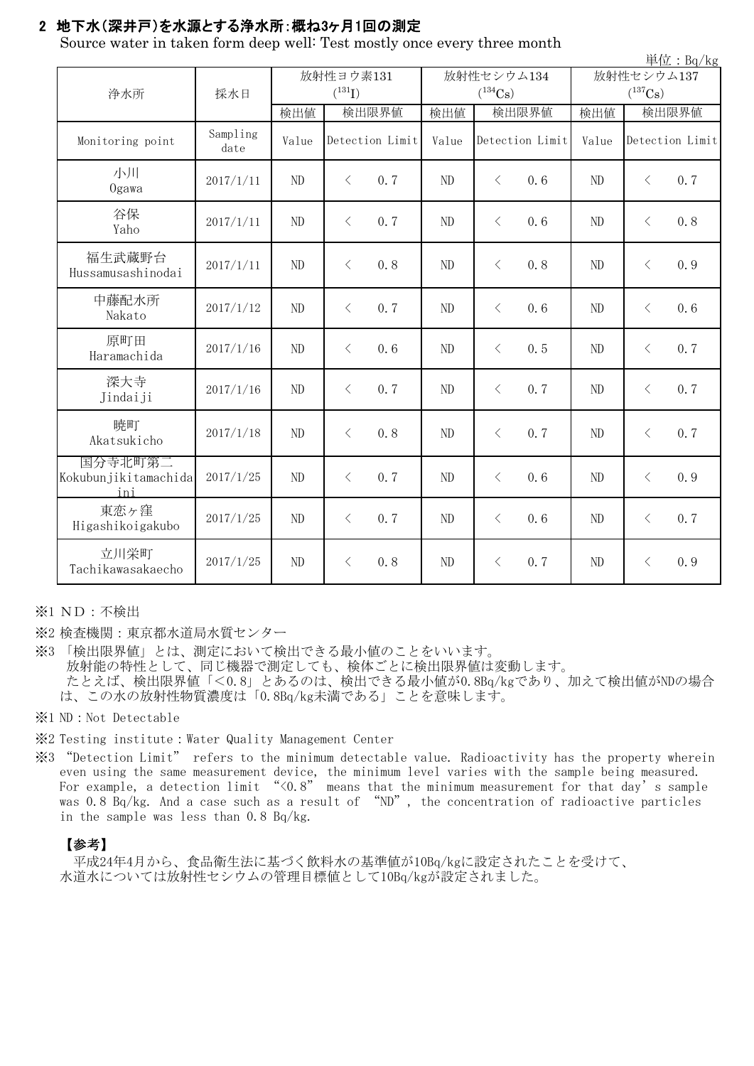## 2 地下水(深井戸)を水源とする浄水所:概ね3ヶ月1回の測定

Source water in taken form deep well: Test mostly once every three month

単位：Bq/kg

| 浄水所 | 採水日 | 放射性ヨウ素131 ($^{131}I$) | | 放射性セシウム134 ($^{134}Cs$) | | 放射性セシウム137 ($^{137}Cs$) | |
|---|---|---|---|---|---|---|---|
| | | 検出値 | 検出限界値 | 検出値 | 検出限界値 | 検出値 | 検出限界値 |
| Monitoring point | Sampling date | Value | Detection Limit | Value | Detection Limit | Value | Detection Limit |
| 小川 Ogawa | 2017/1/11 | ND | < 0.7 | ND | < 0.6 | ND | < 0.7 |
| 谷保 Yaho | 2017/1/11 | ND | < 0.7 | ND | < 0.6 | ND | < 0.8 |
| 福生武蔵野台 Hussamusashinodai | 2017/1/11 | ND | < 0.8 | ND | < 0.8 | ND | < 0.9 |
| 中藤配水所 Nakato | 2017/1/12 | ND | < 0.7 | ND | < 0.6 | ND | < 0.6 |
| 原町田 Haramachida | 2017/1/16 | ND | < 0.6 | ND | < 0.5 | ND | < 0.7 |
| 深大寺 Jindaiji | 2017/1/16 | ND | < 0.7 | ND | < 0.7 | ND | < 0.7 |
| 暁町 Akatsukicho | 2017/1/18 | ND | < 0.8 | ND | < 0.7 | ND | < 0.7 |
| 国分寺北町第二 Kokubunjikitamachidaini | 2017/1/25 | ND | < 0.7 | ND | < 0.6 | ND | < 0.9 |
| 東恋ヶ窪 Higashikoigakubo | 2017/1/25 | ND | < 0.7 | ND | < 0.6 | ND | < 0.7 |
| 立川栄町 Tachikawasakaecho | 2017/1/25 | ND | < 0.8 | ND | < 0.7 | ND | < 0.9 |

※1 ND：不検出

※2 検査機関：東京都水道局水質センター

※3 「検出限界値」とは、測定において検出できる最小値のことをいいます。
放射能の特性として、同じ機器で測定しても、検体ごとに検出限界値は変動します。
たとえば、検出限界値「<0.8」とあるのは、検出できる最小値が0.8Bq/kgであり、加えて検出値がNDの場合は、この水の放射性物質濃度は「0.8Bq/kg未満である」ことを意味します。

※1 ND：Not Detectable

※2 Testing institute：Water Quality Management Center

※3 "Detection Limit" refers to the minimum detectable value. Radioactivity has the property wherein even using the same measurement device, the minimum level varies with the sample being measured. For example, a detection limit "<0.8" means that the minimum measurement for that day's sample was 0.8 Bq/kg. And a case such as a result of "ND", the concentration of radioactive particles in the sample was less than 0.8 Bq/kg.

### 【参考】

平成24年4月から、食品衛生法に基づく飲料水の基準値が10Bq/kgに設定されたことを受けて、水道水については放射性セシウムの管理目標値として10Bq/kgが設定されました。